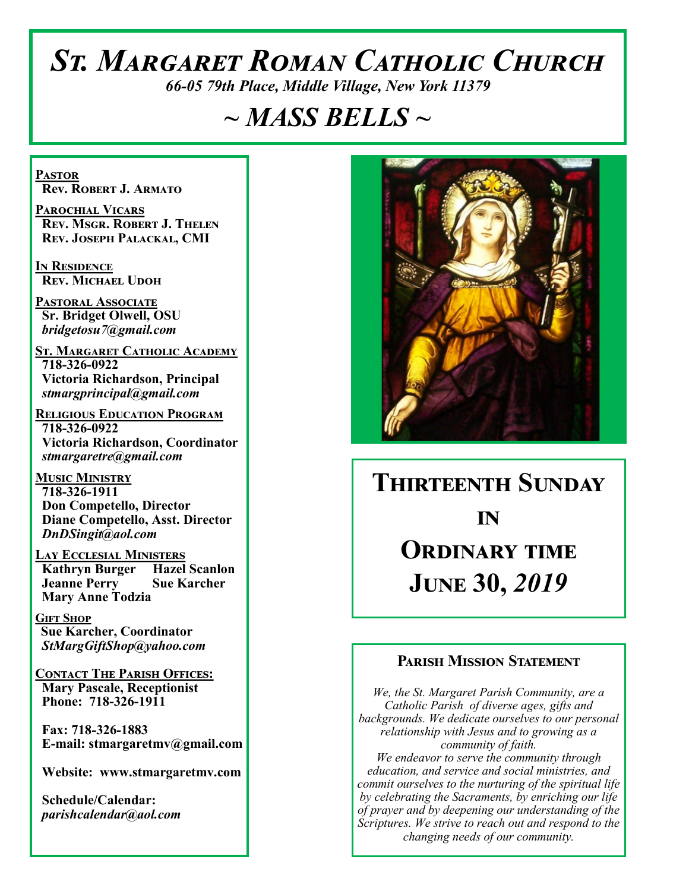# St. Margaret Roman Catholic Church

*66-05 79th Place, Middle Village, New York 11379*

# ~ MASS BELLS ~

**Pastor**
Rev. Robert J. Armato

**Parochial Vicars**
Rev. Msgr. Robert J. Thelen
Rev. Joseph Palackal, CMI

**In Residence**
Rev. Michael Udoh

**Pastoral Associate**
Sr. Bridget Olwell, OSU
*bridgetosu7@gmail.com*

**St. Margaret Catholic Academy**
718-326-0922
Victoria Richardson, Principal
*stmargprincipal@gmail.com*

**Religious Education Program**
718-326-0922
Victoria Richardson, Coordinator
*stmargaretre@gmail.com*

**Music Ministry**
718-326-1911
Don Competello, Director
Diane Competello, Asst. Director
*DnDSingit@aol.com*

**Lay Ecclesial Ministers**
Kathryn Burger
Hazel Scanlon
Jeanne Perry
Sue Karcher
Mary Anne Todzia

**Gift Shop**
Sue Karcher, Coordinator
*StMargGiftShop@yahoo.com*

**Contact The Parish Offices:**
Mary Pascale, Receptionist
Phone: 718-326-1911

Fax: 718-326-1883
E-mail: stmargaretmv@gmail.com

Website: www.stmargaretmv.com

Schedule/Calendar:
*parishcalendar@aol.com*

## Thirteenth Sunday in Ordinary time
## June 30, *2019*

### Parish Mission Statement

*We, the St. Margaret Parish Community, are a Catholic Parish of diverse ages, gifts and backgrounds. We dedicate ourselves to our personal relationship with Jesus and to growing as a community of faith.*
*We endeavor to serve the community through education, and service and social ministries, and commit ourselves to the nurturing of the spiritual life by celebrating the Sacraments, by enriching our life of prayer and by deepening our understanding of the Scriptures. We strive to reach out and respond to the changing needs of our community.*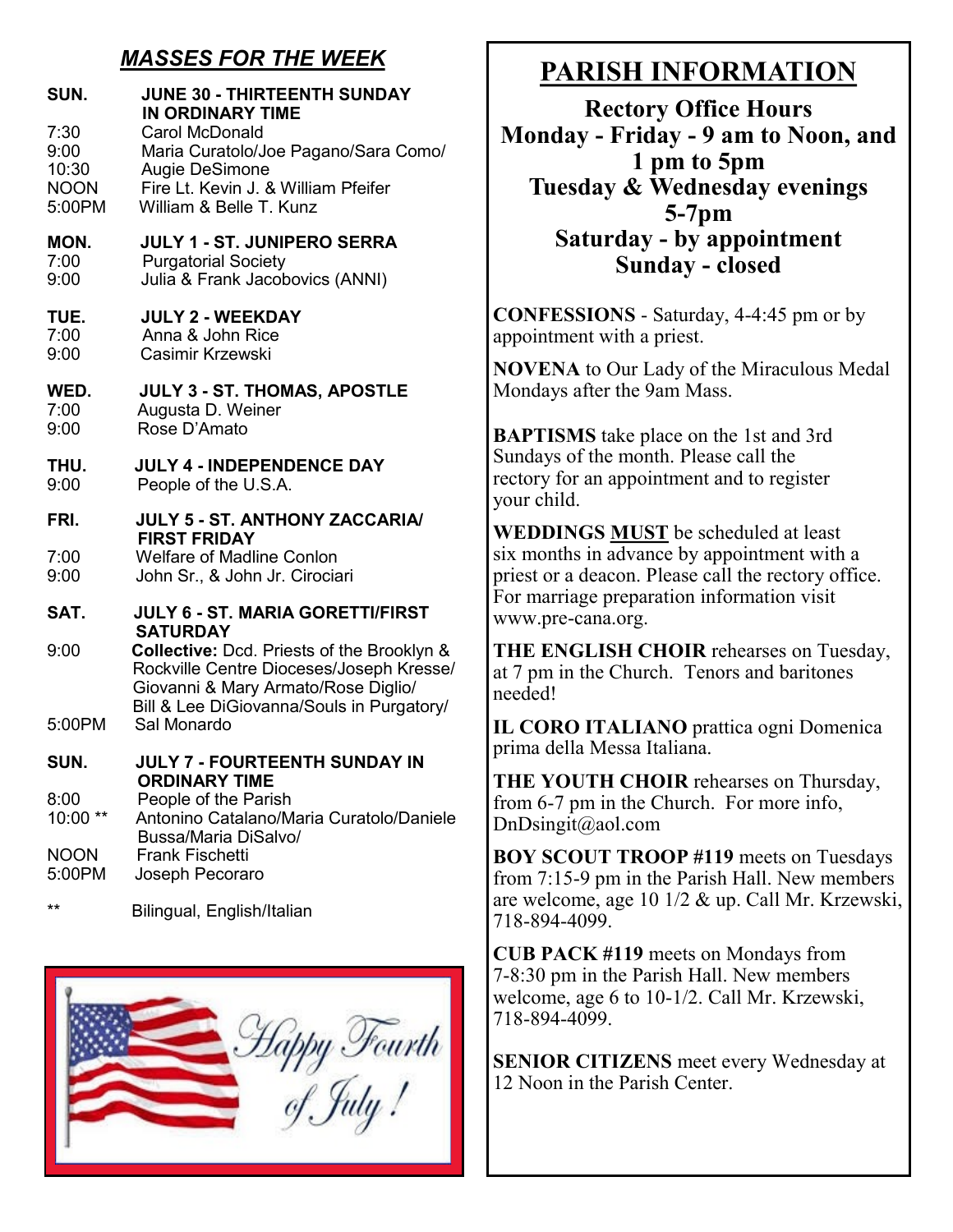## *MASSES FOR THE WEEK*

**SUN. JUNE 30 - THIRTEENTH SUNDAY IN ORDINARY TIME**

- 7:30 Carol McDonald
- 9:00 Maria Curatolo/Joe Pagano/Sara Como/
- 10:30 Augie DeSimone
- NOON Fire Lt. Kevin J. & William Pfeifer
- 5:00PM William & Belle T. Kunz

**MON. JULY 1 - ST. JUNIPERO SERRA**

- 7:00 Purgatorial Society
- 9:00 Julia & Frank Jacobovics (ANNI)

**TUE. JULY 2 - WEEKDAY**

- 7:00 Anna & John Rice
- 9:00 Casimir Krzewski

**WED. JULY 3 - ST. THOMAS, APOSTLE**

- 7:00 Augusta D. Weiner
- 9:00 Rose D'Amato

**THU. JULY 4 - INDEPENDENCE DAY**

- 9:00 People of the U.S.A.

**FRI. JULY 5 - ST. ANTHONY ZACCARIA/ FIRST FRIDAY**

- 7:00 Welfare of Madline Conlon
- 9:00 John Sr., & John Jr. Cirociari

**SAT. JULY 6 - ST. MARIA GORETTI/FIRST SATURDAY**

- 9:00 **Collective:** Dcd. Priests of the Brooklyn & Rockville Centre Dioceses/Joseph Kresse/ Giovanni & Mary Armato/Rose Diglio/ Bill & Lee DiGiovanna/Souls in Purgatory/
- 5:00PM Sal Monardo

**SUN. JULY 7 - FOURTEENTH SUNDAY IN ORDINARY TIME**

- 8:00 People of the Parish
- 10:00 ** Antonino Catalano/Maria Curatolo/Daniele Bussa/Maria DiSalvo/
- NOON Frank Fischetti
- 5:00PM Joseph Pecoraro

** Bilingual, English/Italian

Happy Fourth of July!

# PARISH INFORMATION

**Rectory Office Hours**
**Monday - Friday - 9 am to Noon, and 1 pm to 5pm**
**Tuesday & Wednesday evenings 5-7pm**
**Saturday - by appointment**
**Sunday - closed**

**CONFESSIONS** - Saturday, 4-4:45 pm or by appointment with a priest.

**NOVENA** to Our Lady of the Miraculous Medal Mondays after the 9am Mass.

**BAPTISMS** take place on the 1st and 3rd Sundays of the month. Please call the rectory for an appointment and to register your child.

**WEDDINGS MUST** be scheduled at least six months in advance by appointment with a priest or a deacon. Please call the rectory office. For marriage preparation information visit www.pre-cana.org.

**THE ENGLISH CHOIR** rehearses on Tuesday, at 7 pm in the Church. Tenors and baritones needed!

**IL CORO ITALIANO** prattica ogni Domenica prima della Messa Italiana.

**THE YOUTH CHOIR** rehearses on Thursday, from 6-7 pm in the Church. For more info, DnDsingit@aol.com

**BOY SCOUT TROOP #119** meets on Tuesdays from 7:15-9 pm in the Parish Hall. New members are welcome, age 10 1/2 & up. Call Mr. Krzewski, 718-894-4099.

**CUB PACK #119** meets on Mondays from 7-8:30 pm in the Parish Hall. New members welcome, age 6 to 10-1/2. Call Mr. Krzewski, 718-894-4099.

**SENIOR CITIZENS** meet every Wednesday at 12 Noon in the Parish Center.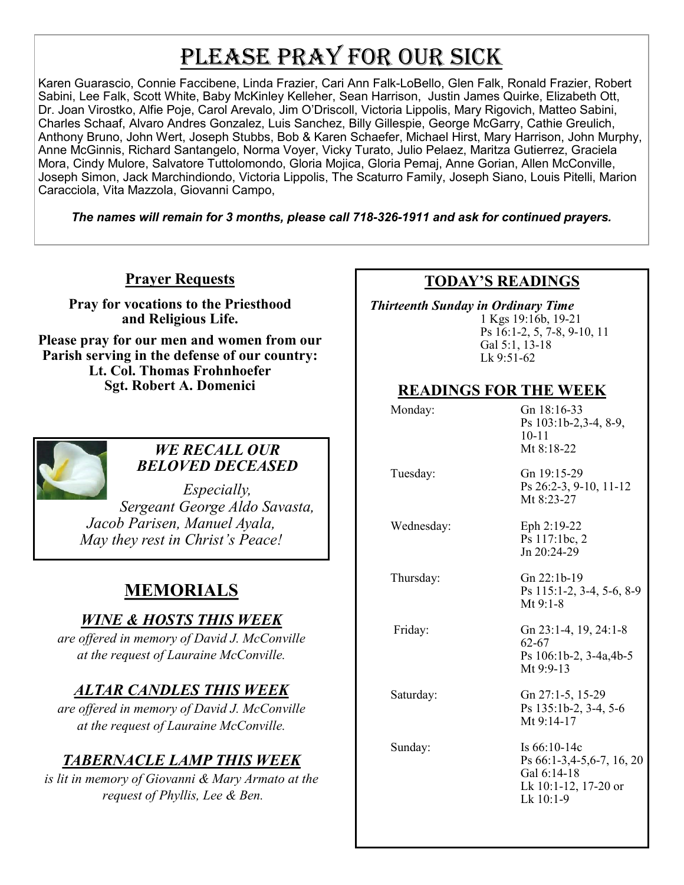# Please Pray for Our Sick

Karen Guarascio, Connie Faccibene, Linda Frazier, Cari Ann Falk-LoBello, Glen Falk, Ronald Frazier, Robert Sabini, Lee Falk, Scott White, Baby McKinley Kelleher, Sean Harrison, Justin James Quirke, Elizabeth Ott, Dr. Joan Virostko, Alfie Poje, Carol Arevalo, Jim O'Driscoll, Victoria Lippolis, Mary Rigovich, Matteo Sabini, Charles Schaaf, Alvaro Andres Gonzalez, Luis Sanchez, Billy Gillespie, George McGarry, Cathie Greulich, Anthony Bruno, John Wert, Joseph Stubbs, Bob & Karen Schaefer, Michael Hirst, Mary Harrison, John Murphy, Anne McGinnis, Richard Santangelo, Norma Voyer, Vicky Turato, Julio Pelaez, Maritza Gutierrez, Graciela Mora, Cindy Mulore, Salvatore Tuttolomondo, Gloria Mojica, Gloria Pemaj, Anne Gorian, Allen McConville, Joseph Simon, Jack Marchindiondo, Victoria Lippolis, The Scaturro Family, Joseph Siano, Louis Pitelli, Marion Caracciola, Vita Mazzola, Giovanni Campo,

***The names will remain for 3 months, please call 718-326-1911 and ask for continued prayers.***

## Prayer Requests

**Pray for vocations to the Priesthood and Religious Life.**

**Please pray for our men and women from our Parish serving in the defense of our country:**
**Lt. Col. Thomas Frohnhoefer**
**Sgt. Robert A. Domenici**

### *WE RECALL OUR BELOVED DECEASED*

*Especially,*
*Sergeant George Aldo Savasta,*
*Jacob Parisen, Manuel Ayala,*
*May they rest in Christ's Peace!*

## MEMORIALS

### *WINE & HOSTS THIS WEEK*

*are offered in memory of David J. McConville at the request of Lauraine McConville.*

### *ALTAR CANDLES THIS WEEK*

*are offered in memory of David J. McConville at the request of Lauraine McConville.*

### *TABERNACLE LAMP THIS WEEK*

*is lit in memory of Giovanni & Mary Armato at the request of Phyllis, Lee & Ben.*

## TODAY'S READINGS

*Thirteenth Sunday in Ordinary Time*
1 Kgs 19:16b, 19-21
Ps 16:1-2, 5, 7-8, 9-10, 11
Gal 5:1, 13-18
Lk 9:51-62

## READINGS FOR THE WEEK

| | |
|---|---|
| Monday: | Gn 18:16-33<br>Ps 103:1b-2,3-4, 8-9, 10-11<br>Mt 8:18-22 |
| Tuesday: | Gn 19:15-29<br>Ps 26:2-3, 9-10, 11-12<br>Mt 8:23-27 |
| Wednesday: | Eph 2:19-22<br>Ps 117:1bc, 2<br>Jn 20:24-29 |
| Thursday: | Gn 22:1b-19<br>Ps 115:1-2, 3-4, 5-6, 8-9<br>Mt 9:1-8 |
| Friday: | Gn 23:1-4, 19, 24:1-8 62-67<br>Ps 106:1b-2, 3-4a,4b-5<br>Mt 9:9-13 |
| Saturday: | Gn 27:1-5, 15-29<br>Ps 135:1b-2, 3-4, 5-6<br>Mt 9:14-17 |
| Sunday: | Is 66:10-14c<br>Ps 66:1-3,4-5,6-7, 16, 20<br>Gal 6:14-18<br>Lk 10:1-12, 17-20 or Lk 10:1-9 |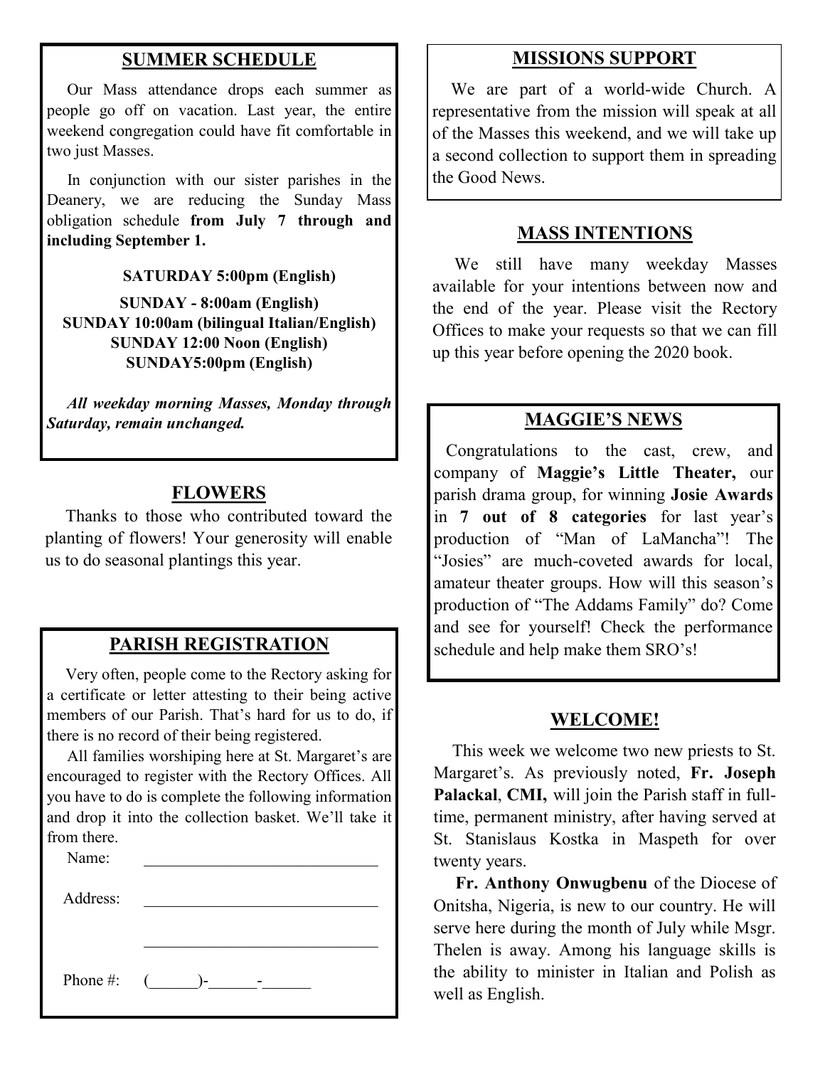## SUMMER SCHEDULE

Our Mass attendance drops each summer as people go off on vacation. Last year, the entire weekend congregation could have fit comfortable in two just Masses.

In conjunction with our sister parishes in the Deanery, we are reducing the Sunday Mass obligation schedule **from July 7 through and including September 1.**

**SATURDAY 5:00pm (English)**

**SUNDAY - 8:00am (English)**
**SUNDAY 10:00am (bilingual Italian/English)**
**SUNDAY 12:00 Noon (English)**
**SUNDAY5:00pm (English)**

***All weekday morning Masses, Monday through Saturday, remain unchanged.***

## FLOWERS

Thanks to those who contributed toward the planting of flowers! Your generosity will enable us to do seasonal plantings this year.

## PARISH REGISTRATION

Very often, people come to the Rectory asking for a certificate or letter attesting to their being active members of our Parish. That's hard for us to do, if there is no record of their being registered.

All families worshiping here at St. Margaret's are encouraged to register with the Rectory Offices. All you have to do is complete the following information and drop it into the collection basket. We'll take it from there.

Name: ____________________________

Address: ____________________________

____________________________

Phone #: (______)-______-______

## MISSIONS SUPPORT

We are part of a world-wide Church. A representative from the mission will speak at all of the Masses this weekend, and we will take up a second collection to support them in spreading the Good News.

## MASS INTENTIONS

We still have many weekday Masses available for your intentions between now and the end of the year. Please visit the Rectory Offices to make your requests so that we can fill up this year before opening the 2020 book.

## MAGGIE'S NEWS

Congratulations to the cast, crew, and company of **Maggie's Little Theater,** our parish drama group, for winning **Josie Awards** in **7 out of 8 categories** for last year's production of "Man of LaMancha"! The "Josies" are much-coveted awards for local, amateur theater groups. How will this season's production of "The Addams Family" do? Come and see for yourself! Check the performance schedule and help make them SRO's!

## WELCOME!

This week we welcome two new priests to St. Margaret's. As previously noted, **Fr. Joseph Palackal**, **CMI,** will join the Parish staff in full-time, permanent ministry, after having served at St. Stanislaus Kostka in Maspeth for over twenty years.

**Fr. Anthony Onwugbenu** of the Diocese of Onitsha, Nigeria, is new to our country. He will serve here during the month of July while Msgr. Thelen is away. Among his language skills is the ability to minister in Italian and Polish as well as English.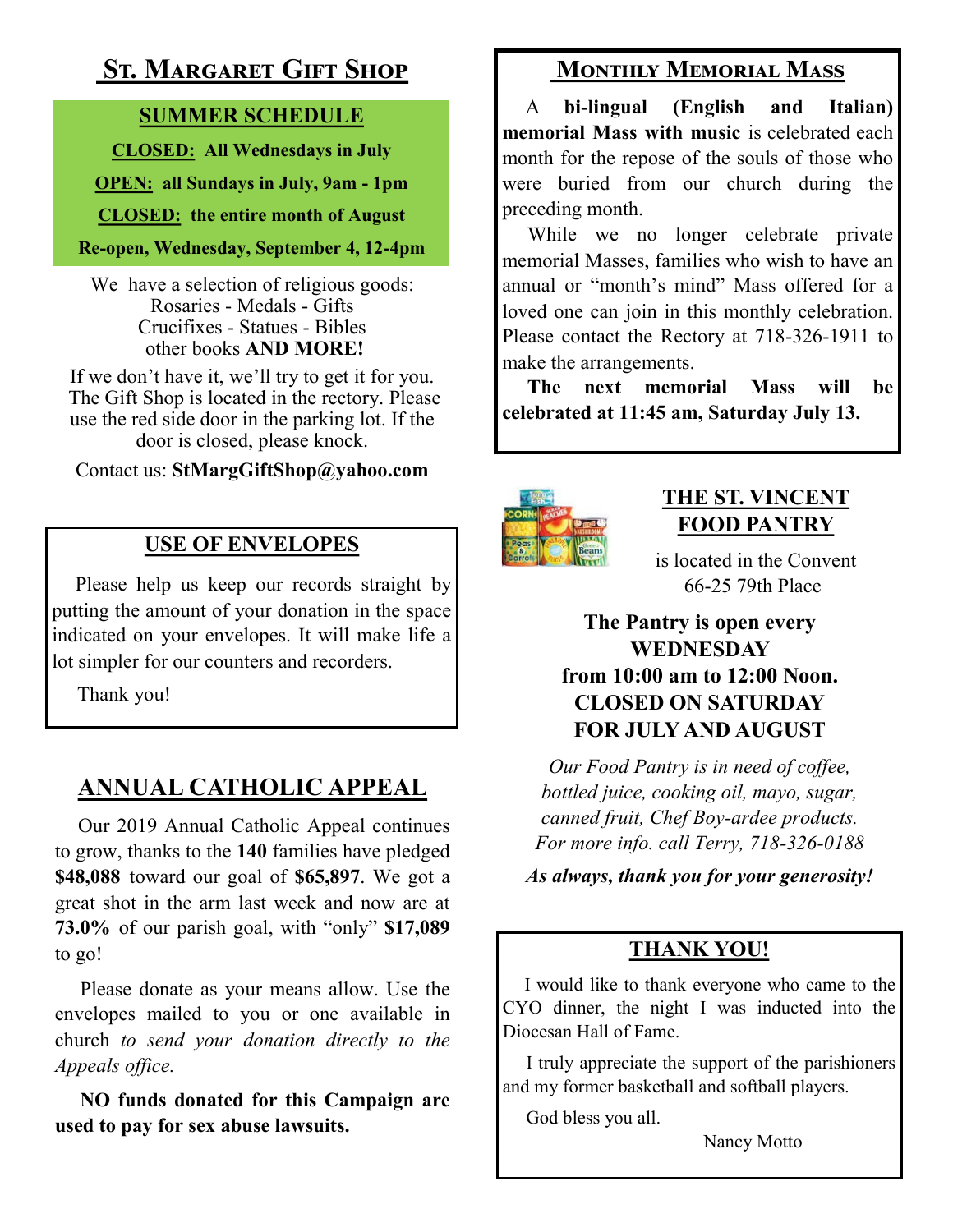## ST. MARGARET GIFT SHOP

**SUMMER SCHEDULE**

**CLOSED: All Wednesdays in July**

**OPEN: all Sundays in July, 9am - 1pm**

**CLOSED: the entire month of August**

**Re-open, Wednesday, September 4, 12-4pm**

We have a selection of religious goods:
Rosaries - Medals - Gifts
Crucifixes - Statues - Bibles
other books **AND MORE!**

If we don't have it, we'll try to get it for you. The Gift Shop is located in the rectory. Please use the red side door in the parking lot. If the door is closed, please knock.

Contact us: **StMargGiftShop@yahoo.com**

## USE OF ENVELOPES

Please help us keep our records straight by putting the amount of your donation in the space indicated on your envelopes. It will make life a lot simpler for our counters and recorders.

Thank you!

## ANNUAL CATHOLIC APPEAL

Our 2019 Annual Catholic Appeal continues to grow, thanks to the **140** families have pledged **$48,088** toward our goal of **$65,897**. We got a great shot in the arm last week and now are at **73.0%** of our parish goal, with "only" **$17,089** to go!

Please donate as your means allow. Use the envelopes mailed to you or one available in church *to send your donation directly to the Appeals office.*

**NO funds donated for this Campaign are used to pay for sex abuse lawsuits.**

## MONTHLY MEMORIAL MASS

A **bi-lingual (English and Italian) memorial Mass with music** is celebrated each month for the repose of the souls of those who were buried from our church during the preceding month.

While we no longer celebrate private memorial Masses, families who wish to have an annual or "month's mind" Mass offered for a loved one can join in this monthly celebration. Please contact the Rectory at 718-326-1911 to make the arrangements.

**The next memorial Mass will be celebrated at 11:45 am, Saturday July 13.**

## THE ST. VINCENT FOOD PANTRY

is located in the Convent
66-25 79th Place

**The Pantry is open every WEDNESDAY from 10:00 am to 12:00 Noon. CLOSED ON SATURDAY FOR JULY AND AUGUST**

*Our Food Pantry is in need of coffee, bottled juice, cooking oil, mayo, sugar, canned fruit, Chef Boy-ardee products. For more info. call Terry, 718-326-0188*

***As always, thank you for your generosity!***

## THANK YOU!

I would like to thank everyone who came to the CYO dinner, the night I was inducted into the Diocesan Hall of Fame.

I truly appreciate the support of the parishioners and my former basketball and softball players.

God bless you all.

Nancy Motto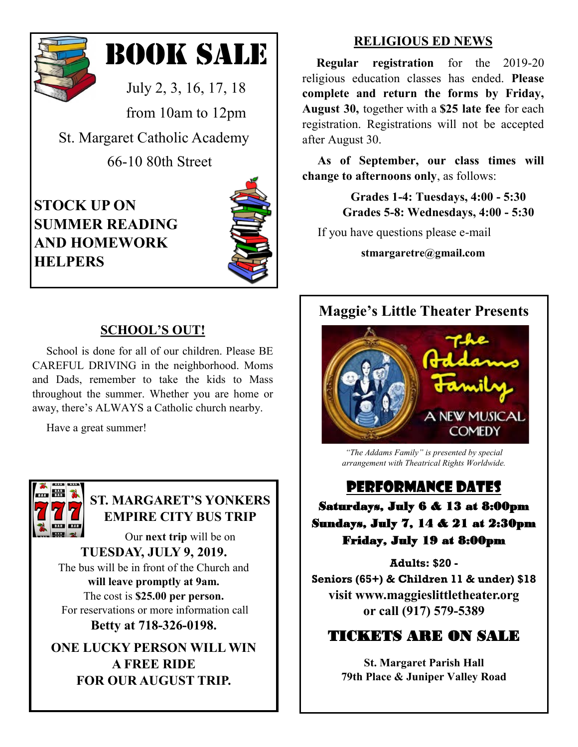# BOOK SALE

July 2, 3, 16, 17, 18

from 10am to 12pm

St. Margaret Catholic Academy

66-10 80th Street

**STOCK UP ON SUMMER READING AND HOMEWORK HELPERS**

## SCHOOL'S OUT!

School is done for all of our children. Please BE CAREFUL DRIVING in the neighborhood. Moms and Dads, remember to take the kids to Mass throughout the summer. Whether you are home or away, there's ALWAYS a Catholic church nearby.

Have a great summer!

## ST. MARGARET'S YONKERS EMPIRE CITY BUS TRIP

Our **next trip** will be on

**TUESDAY, JULY 9, 2019.**

The bus will be in front of the Church and **will leave promptly at 9am.**

The cost is **$25.00 per person.**

For reservations or more information call

**Betty at 718-326-0198.**

**ONE LUCKY PERSON WILL WIN A FREE RIDE FOR OUR AUGUST TRIP.**

## RELIGIOUS ED NEWS

**Regular registration** for the 2019-20 religious education classes has ended. **Please complete and return the forms by Friday, August 30,** together with a **$25 late fee** for each registration. Registrations will not be accepted after August 30.

**As of September, our class times will change to afternoons only**, as follows:

**Grades 1-4: Tuesdays, 4:00 - 5:30**
**Grades 5-8: Wednesdays, 4:00 - 5:30**

If you have questions please e-mail

**stmargaretre@gmail.com**

## Maggie's Little Theater Presents

The Addams Family

A NEW MUSICAL COMEDY

*"The Addams Family" is presented by special arrangement with Theatrical Rights Worldwide.*

### PERFORMANCE DATES

**Saturdays, July 6 & 13 at 8:00pm**
**Sundays, July 7, 14 & 21 at 2:30pm**
**Friday, July 19 at 8:00pm**

**Adults: $20 -**
**Seniors (65+) & Children 11 & under) $18**
**visit www.maggieslittletheater.org**
**or call (917) 579-5389**

### TICKETS ARE ON SALE

**St. Margaret Parish Hall**
**79th Place & Juniper Valley Road**